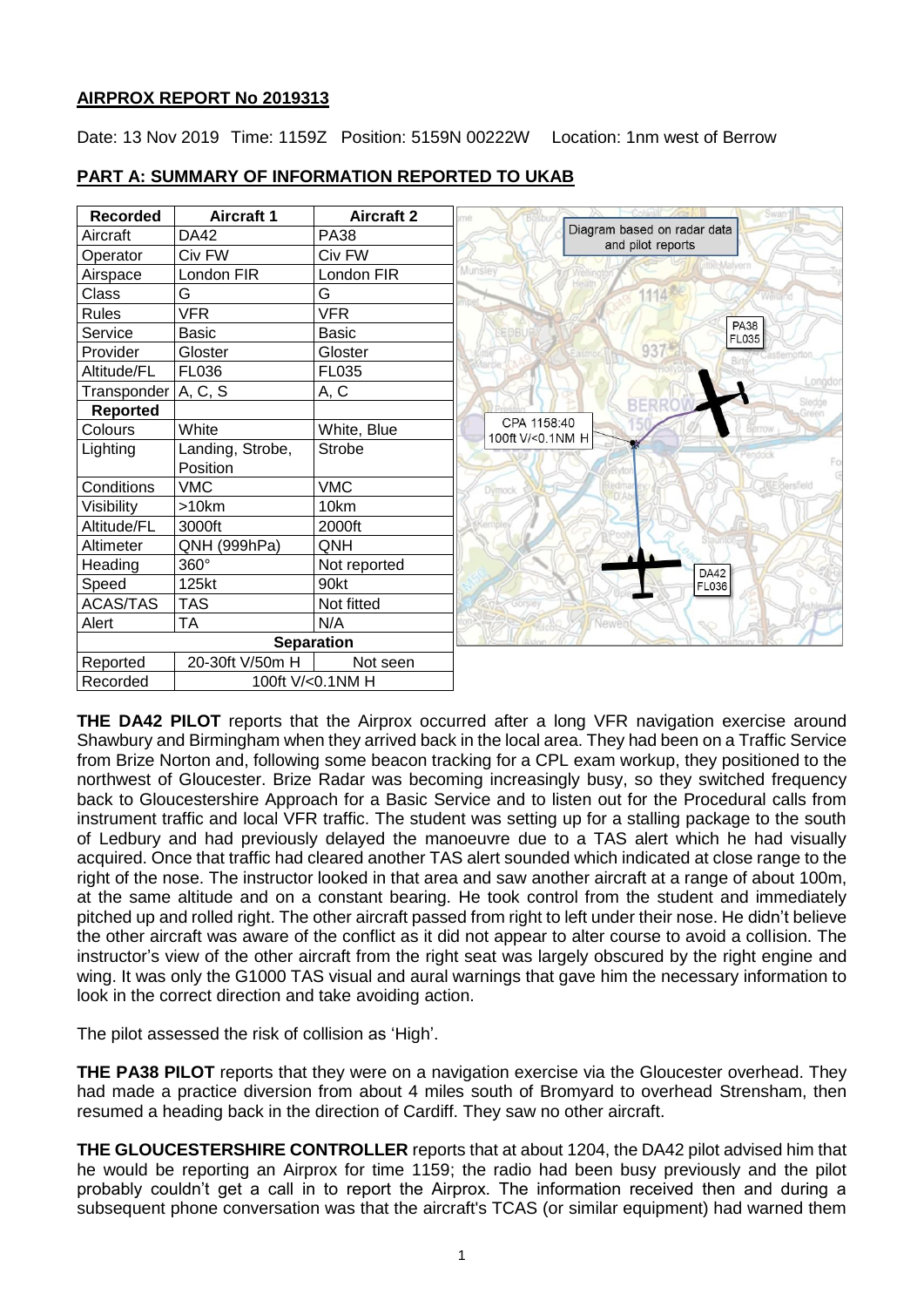## AIRPROX REPORT No 2019313

Date: 13 Nov 2019 Time: 1159Z Position: 5159N 00222W Location: 1nm west of Berrow

## PART A: SUMMARY OF INFORMATION REPORTED TO UKAB

| Recorded | Aircraft 1 | Aircraft 2 |
|---|---|---|
| Aircraft | DA42 | PA38 |
| Operator | Civ FW | Civ FW |
| Airspace | London FIR | London FIR |
| Class | G | G |
| Rules | VFR | VFR |
| Service | Basic | Basic |
| Provider | Gloster | Gloster |
| Altitude/FL | FL036 | FL035 |
| Transponder | A, C, S | A, C |
| **Reported** | | |
| Colours | White | White, Blue |
| Lighting | Landing, Strobe, Position | Strobe |
| Conditions | VMC | VMC |
| Visibility | >10km | 10km |
| Altitude/FL | 3000ft | 2000ft |
| Altimeter | QNH (999hPa) | QNH |
| Heading | 360° | Not reported |
| Speed | 125kt | 90kt |
| ACAS/TAS | TAS | Not fitted |
| Alert | TA | N/A |
| **Separation** | | |
| Reported | 20-30ft V/50m H | Not seen |
| Recorded | 100ft V/<0.1NM H | |

Diagram based on radar data and pilot reports

PA38 FL035

CPA 1158:40 100ft V/<0.1NM H

DA42 FL036

**THE DA42 PILOT** reports that the Airprox occurred after a long VFR navigation exercise around Shawbury and Birmingham when they arrived back in the local area. They had been on a Traffic Service from Brize Norton and, following some beacon tracking for a CPL exam workup, they positioned to the northwest of Gloucester. Brize Radar was becoming increasingly busy, so they switched frequency back to Gloucestershire Approach for a Basic Service and to listen out for the Procedural calls from instrument traffic and local VFR traffic. The student was setting up for a stalling package to the south of Ledbury and had previously delayed the manoeuvre due to a TAS alert which he had visually acquired. Once that traffic had cleared another TAS alert sounded which indicated at close range to the right of the nose. The instructor looked in that area and saw another aircraft at a range of about 100m, at the same altitude and on a constant bearing. He took control from the student and immediately pitched up and rolled right. The other aircraft passed from right to left under their nose. He didn't believe the other aircraft was aware of the conflict as it did not appear to alter course to avoid a collision. The instructor's view of the other aircraft from the right seat was largely obscured by the right engine and wing. It was only the G1000 TAS visual and aural warnings that gave him the necessary information to look in the correct direction and take avoiding action.

The pilot assessed the risk of collision as 'High'.

**THE PA38 PILOT** reports that they were on a navigation exercise via the Gloucester overhead. They had made a practice diversion from about 4 miles south of Bromyard to overhead Strensham, then resumed a heading back in the direction of Cardiff. They saw no other aircraft.

**THE GLOUCESTERSHIRE CONTROLLER** reports that at about 1204, the DA42 pilot advised him that he would be reporting an Airprox for time 1159; the radio had been busy previously and the pilot probably couldn't get a call in to report the Airprox. The information received then and during a subsequent phone conversation was that the aircraft's TCAS (or similar equipment) had warned them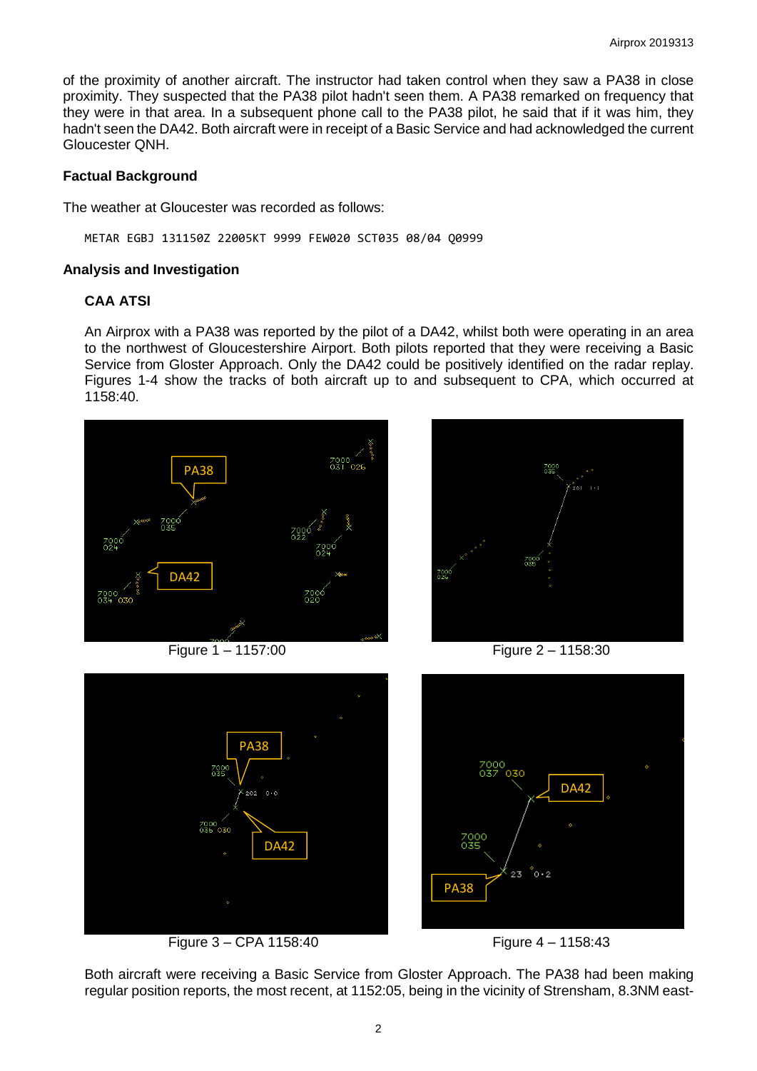of the proximity of another aircraft. The instructor had taken control when they saw a PA38 in close proximity. They suspected that the PA38 pilot hadn't seen them. A PA38 remarked on frequency that they were in that area. In a subsequent phone call to the PA38 pilot, he said that if it was him, they hadn't seen the DA42. Both aircraft were in receipt of a Basic Service and had acknowledged the current Gloucester QNH.

### Factual Background

The weather at Gloucester was recorded as follows:

```
METAR EGBJ 131150Z 22005KT 9999 FEW020 SCT035 08/04 Q0999
```

### Analysis and Investigation

#### CAA ATSI

An Airprox with a PA38 was reported by the pilot of a DA42, whilst both were operating in an area to the northwest of Gloucestershire Airport. Both pilots reported that they were receiving a Basic Service from Gloster Approach. Only the DA42 could be positively identified on the radar replay. Figures 1-4 show the tracks of both aircraft up to and subsequent to CPA, which occurred at 1158:40.

Figure 1 – 1157:00

Figure 2 – 1158:30

Figure 3 – CPA 1158:40

Figure 4 – 1158:43

Both aircraft were receiving a Basic Service from Gloster Approach. The PA38 had been making regular position reports, the most recent, at 1152:05, being in the vicinity of Strensham, 8.3NM east-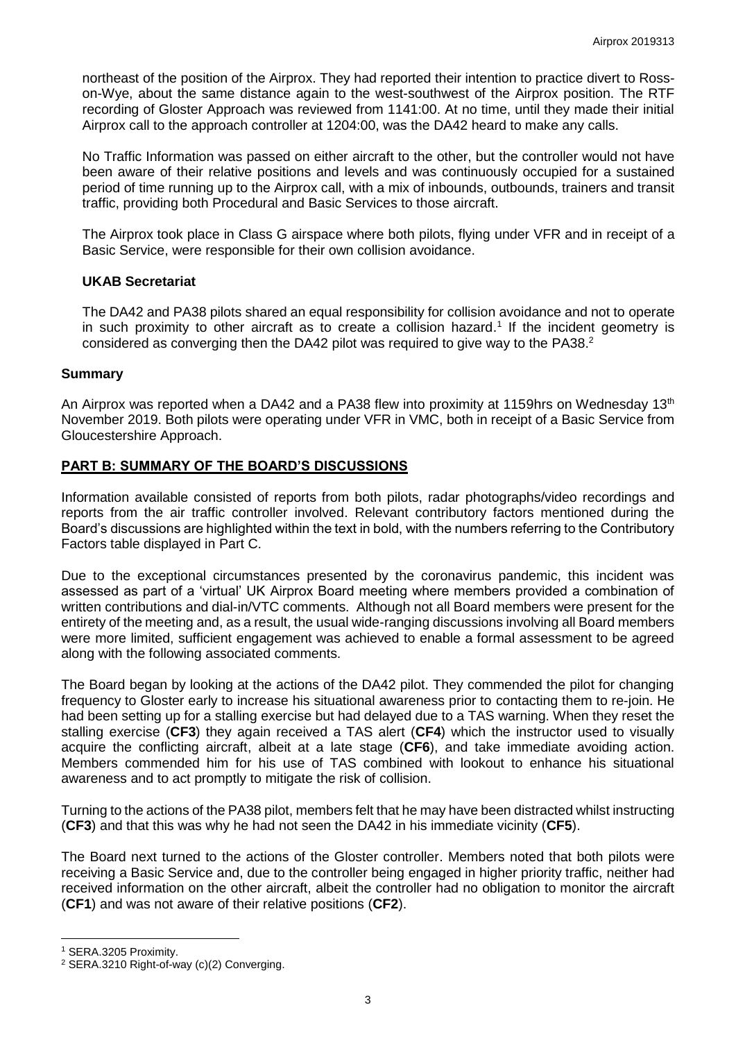northeast of the position of the Airprox. They had reported their intention to practice divert to Ross-on-Wye, about the same distance again to the west-southwest of the Airprox position. The RTF recording of Gloster Approach was reviewed from 1141:00. At no time, until they made their initial Airprox call to the approach controller at 1204:00, was the DA42 heard to make any calls.

No Traffic Information was passed on either aircraft to the other, but the controller would not have been aware of their relative positions and levels and was continuously occupied for a sustained period of time running up to the Airprox call, with a mix of inbounds, outbounds, trainers and transit traffic, providing both Procedural and Basic Services to those aircraft.

The Airprox took place in Class G airspace where both pilots, flying under VFR and in receipt of a Basic Service, were responsible for their own collision avoidance.

### UKAB Secretariat

The DA42 and PA38 pilots shared an equal responsibility for collision avoidance and not to operate in such proximity to other aircraft as to create a collision hazard.[1] If the incident geometry is considered as converging then the DA42 pilot was required to give way to the PA38.[2]

## Summary

An Airprox was reported when a DA42 and a PA38 flew into proximity at 1159hrs on Wednesday 13th November 2019. Both pilots were operating under VFR in VMC, both in receipt of a Basic Service from Gloucestershire Approach.

## PART B: SUMMARY OF THE BOARD'S DISCUSSIONS

Information available consisted of reports from both pilots, radar photographs/video recordings and reports from the air traffic controller involved. Relevant contributory factors mentioned during the Board's discussions are highlighted within the text in bold, with the numbers referring to the Contributory Factors table displayed in Part C.

Due to the exceptional circumstances presented by the coronavirus pandemic, this incident was assessed as part of a 'virtual' UK Airprox Board meeting where members provided a combination of written contributions and dial-in/VTC comments. Although not all Board members were present for the entirety of the meeting and, as a result, the usual wide-ranging discussions involving all Board members were more limited, sufficient engagement was achieved to enable a formal assessment to be agreed along with the following associated comments.

The Board began by looking at the actions of the DA42 pilot. They commended the pilot for changing frequency to Gloster early to increase his situational awareness prior to contacting them to re-join. He had been setting up for a stalling exercise but had delayed due to a TAS warning. When they reset the stalling exercise (**CF3**) they again received a TAS alert (**CF4**) which the instructor used to visually acquire the conflicting aircraft, albeit at a late stage (**CF6**), and take immediate avoiding action. Members commended him for his use of TAS combined with lookout to enhance his situational awareness and to act promptly to mitigate the risk of collision.

Turning to the actions of the PA38 pilot, members felt that he may have been distracted whilst instructing (**CF3**) and that this was why he had not seen the DA42 in his immediate vicinity (**CF5**).

The Board next turned to the actions of the Gloster controller. Members noted that both pilots were receiving a Basic Service and, due to the controller being engaged in higher priority traffic, neither had received information on the other aircraft, albeit the controller had no obligation to monitor the aircraft (**CF1**) and was not aware of their relative positions (**CF2**).

---

[1] SERA.3205 Proximity.

[2] SERA.3210 Right-of-way (c)(2) Converging.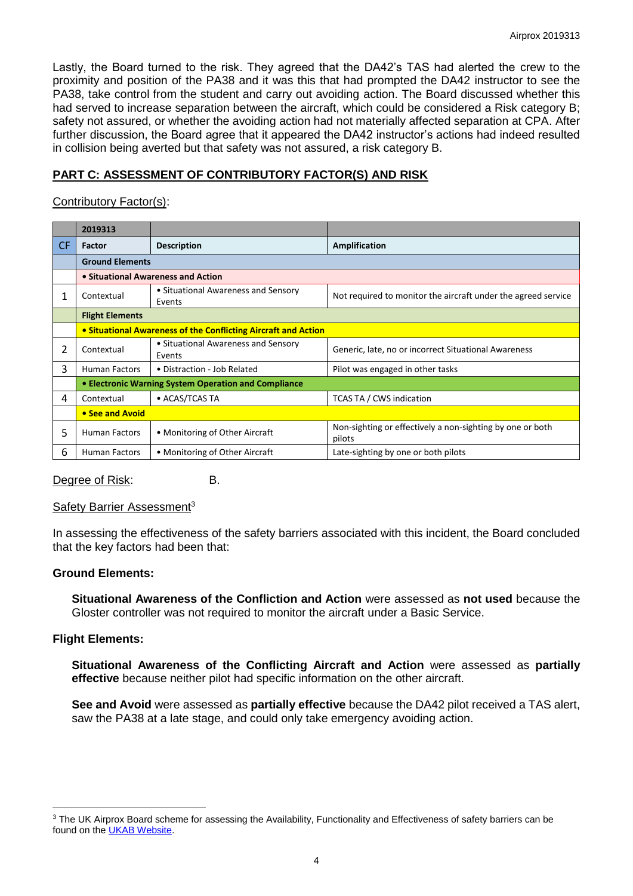Lastly, the Board turned to the risk. They agreed that the DA42's TAS had alerted the crew to the proximity and position of the PA38 and it was this that had prompted the DA42 instructor to see the PA38, take control from the student and carry out avoiding action. The Board discussed whether this had served to increase separation between the aircraft, which could be considered a Risk category B; safety not assured, or whether the avoiding action had not materially affected separation at CPA. After further discussion, the Board agree that it appeared the DA42 instructor's actions had indeed resulted in collision being averted but that safety was not assured, a risk category B.

## PART C: ASSESSMENT OF CONTRIBUTORY FACTOR(S) AND RISK

Contributory Factor(s):

| | 2019313 | | |
|---|---|---|---|
| CF | **Factor** | **Description** | **Amplification** |
| | **Ground Elements** | | |
| | **• Situational Awareness and Action** | | |
| 1 | Contextual | • Situational Awareness and Sensory Events | Not required to monitor the aircraft under the agreed service |
| | **Flight Elements** | | |
| | **• Situational Awareness of the Conflicting Aircraft and Action** | | |
| 2 | Contextual | • Situational Awareness and Sensory Events | Generic, late, no or incorrect Situational Awareness |
| 3 | Human Factors | • Distraction - Job Related | Pilot was engaged in other tasks |
| | **• Electronic Warning System Operation and Compliance** | | |
| 4 | Contextual | • ACAS/TCAS TA | TCAS TA / CWS indication |
| | **• See and Avoid** | | |
| 5 | Human Factors | • Monitoring of Other Aircraft | Non-sighting or effectively a non-sighting by one or both pilots |
| 6 | Human Factors | • Monitoring of Other Aircraft | Late-sighting by one or both pilots |

Degree of Risk: B.

Safety Barrier Assessment[3]

In assessing the effectiveness of the safety barriers associated with this incident, the Board concluded that the key factors had been that:

**Ground Elements:**

**Situational Awareness of the Confliction and Action** were assessed as **not used** because the Gloster controller was not required to monitor the aircraft under a Basic Service.

**Flight Elements:**

**Situational Awareness of the Conflicting Aircraft and Action** were assessed as **partially effective** because neither pilot had specific information on the other aircraft.

**See and Avoid** were assessed as **partially effective** because the DA42 pilot received a TAS alert, saw the PA38 at a late stage, and could only take emergency avoiding action.

[3] The UK Airprox Board scheme for assessing the Availability, Functionality and Effectiveness of safety barriers can be found on the UKAB Website.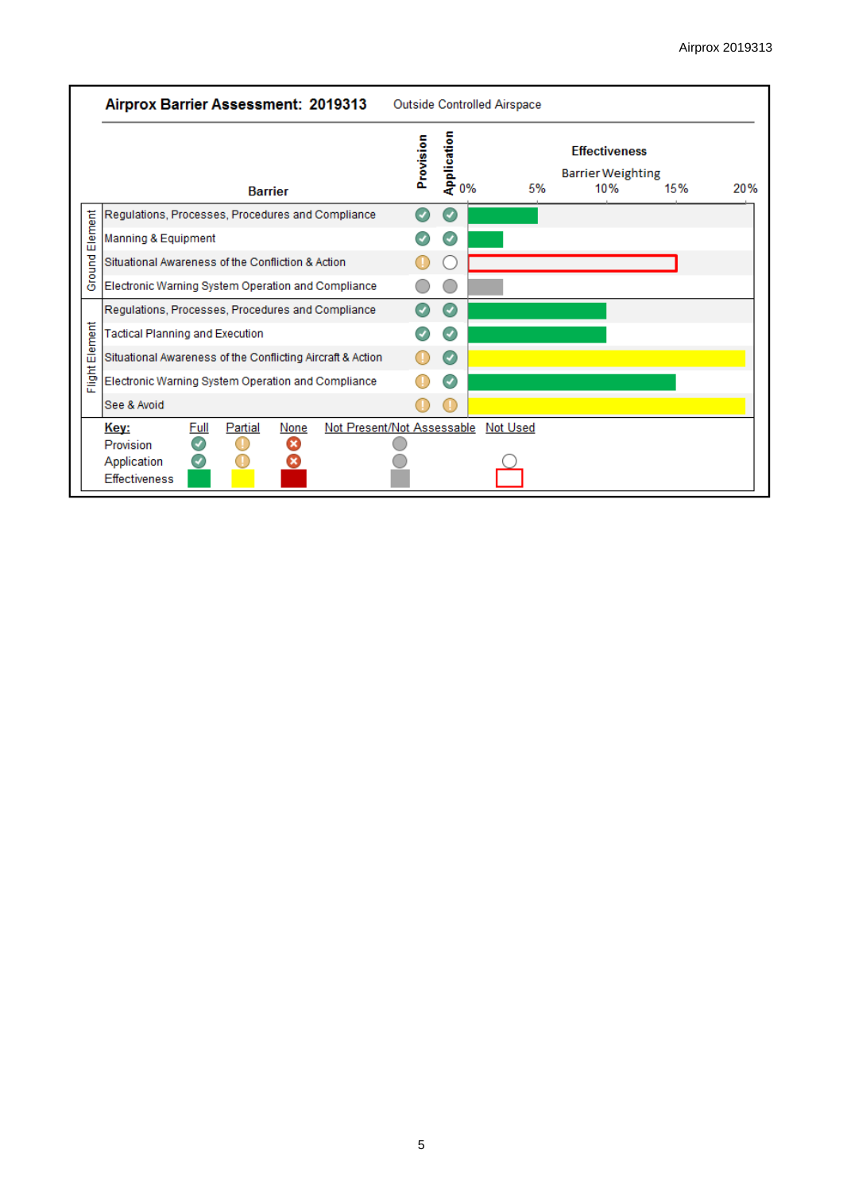**Airprox Barrier Assessment: 2019313** Outside Controlled Airspace

| | Barrier | Provision | Application | Effectiveness |
|---|---|---|---|---|
| Ground Element | Regulations, Processes, Procedures and Compliance | Full | Full | |
| | Manning & Equipment | Full | Full | |
| | Situational Awareness of the Confliction & Action | Partial | Not Used | |
| | Electronic Warning System Operation and Compliance | Not Present/Not Assessable | Not Present/Not Assessable | |
| Flight Element | Regulations, Processes, Procedures and Compliance | Full | Full | |
| | Tactical Planning and Execution | Full | Full | |
| | Situational Awareness of the Conflicting Aircraft & Action | Partial | Full | |
| | Electronic Warning System Operation and Compliance | Partial | Full | |
| | See & Avoid | Partial | Partial | |

Effectiveness

Barrier Weighting

0%
5%
10%
15%
20%

**Key:** Full, Partial, None, Not Present/Not Assessable, Not Used

Provision

Application

Effectiveness